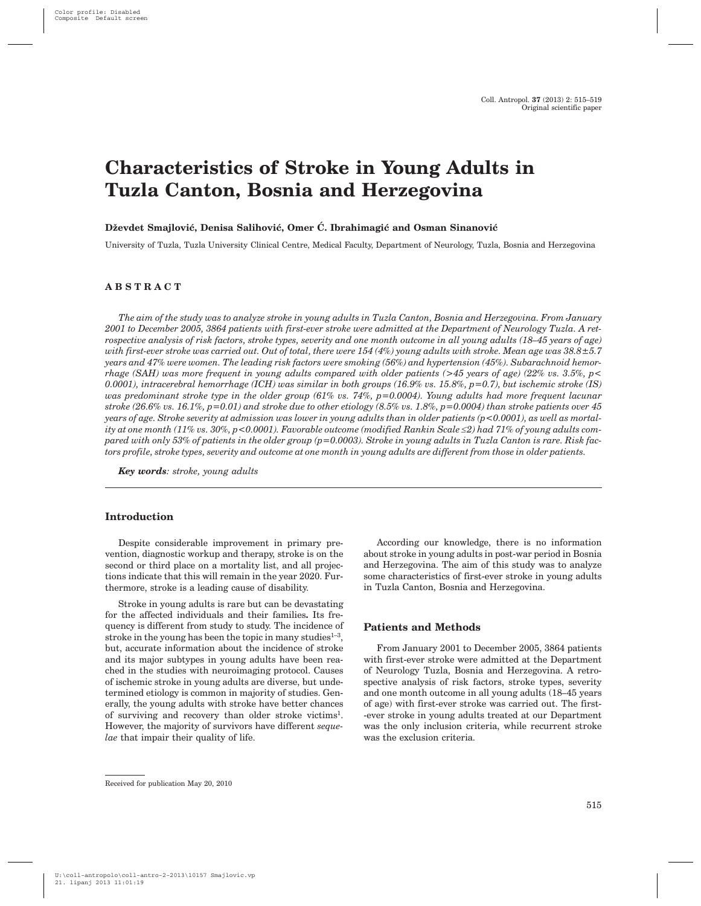# Characteristics of Stroke in Young Adults in Tuzla Canton, Bosnia and Herzegovina

**Dževdet Smajlović, Denisa Salihović, Omer Ć. Ibrahimagić and Osman Sinanović**

University of Tuzla, Tuzla University Clinical Centre, Medical Faculty, Department of Neurology, Tuzla, Bosnia and Herzegovina

## ABSTRACT

*The aim of the study was to analyze stroke in young adults in Tuzla Canton, Bosnia and Herzegovina. From January 2001 to December 2005, 3864 patients with first-ever stroke were admitted at the Department of Neurology Tuzla. A retrospective analysis of risk factors, stroke types, severity and one month outcome in all young adults (18–45 years of age) with first-ever stroke was carried out. Out of total, there were 154 (4%) young adults with stroke. Mean age was 38.8±5.7 years and 47% were women. The leading risk factors were smoking (56%) and hypertension (45%). Subarachnoid hemorrhage (SAH) was more frequent in young adults compared with older patients (>45 years of age) (22% vs. 3.5%, $p<0.0001$), intracerebral hemorrhage (ICH) was similar in both groups (16.9% vs. 15.8%, $p=0.7$), but ischemic stroke (IS) was predominant stroke type in the older group (61% vs. 74%, $p=0.0004$). Young adults had more frequent lacunar stroke (26.6% vs. 16.1%, $p=0.01$) and stroke due to other etiology (8.5% vs. 1.8%, $p=0.0004$) than stroke patients over 45 years of age. Stroke severity at admission was lower in young adults than in older patients ($p<0.0001$), as well as mortality at one month (11% vs. 30%, $p<0.0001$). Favorable outcome (modified Rankin Scale ≤2) had 71% of young adults compared with only 53% of patients in the older group ($p=0.0003$). Stroke in young adults in Tuzla Canton is rare. Risk factors profile, stroke types, severity and outcome at one month in young adults are different from those in older patients.*

***Key words**: stroke, young adults*

## Introduction

Despite considerable improvement in primary prevention, diagnostic workup and therapy, stroke is on the second or third place on a mortality list, and all projections indicate that this will remain in the year 2020. Furthermore, stroke is a leading cause of disability.

Stroke in young adults is rare but can be devastating for the affected individuals and their families**.** Its frequency is different from study to study. The incidence of stroke in the young has been the topic in many studies[1–3], but, accurate information about the incidence of stroke and its major subtypes in young adults have been reached in the studies with neuroimaging protocol. Causes of ischemic stroke in young adults are diverse, but undetermined etiology is common in majority of studies. Generally, the young adults with stroke have better chances of surviving and recovery than older stroke victims[1]. However, the majority of survivors have different *sequelae* that impair their quality of life.

According our knowledge, there is no information about stroke in young adults in post-war period in Bosnia and Herzegovina. The aim of this study was to analyze some characteristics of first-ever stroke in young adults in Tuzla Canton, Bosnia and Herzegovina.

## Patients and Methods

From January 2001 to December 2005, 3864 patients with first-ever stroke were admitted at the Department of Neurology Tuzla, Bosnia and Herzegovina. A retrospective analysis of risk factors, stroke types, severity and one month outcome in all young adults (18–45 years of age) with first-ever stroke was carried out. The first-ever stroke in young adults treated at our Department was the only inclusion criteria, while recurrent stroke was the exclusion criteria.

Received for publication May 20, 2010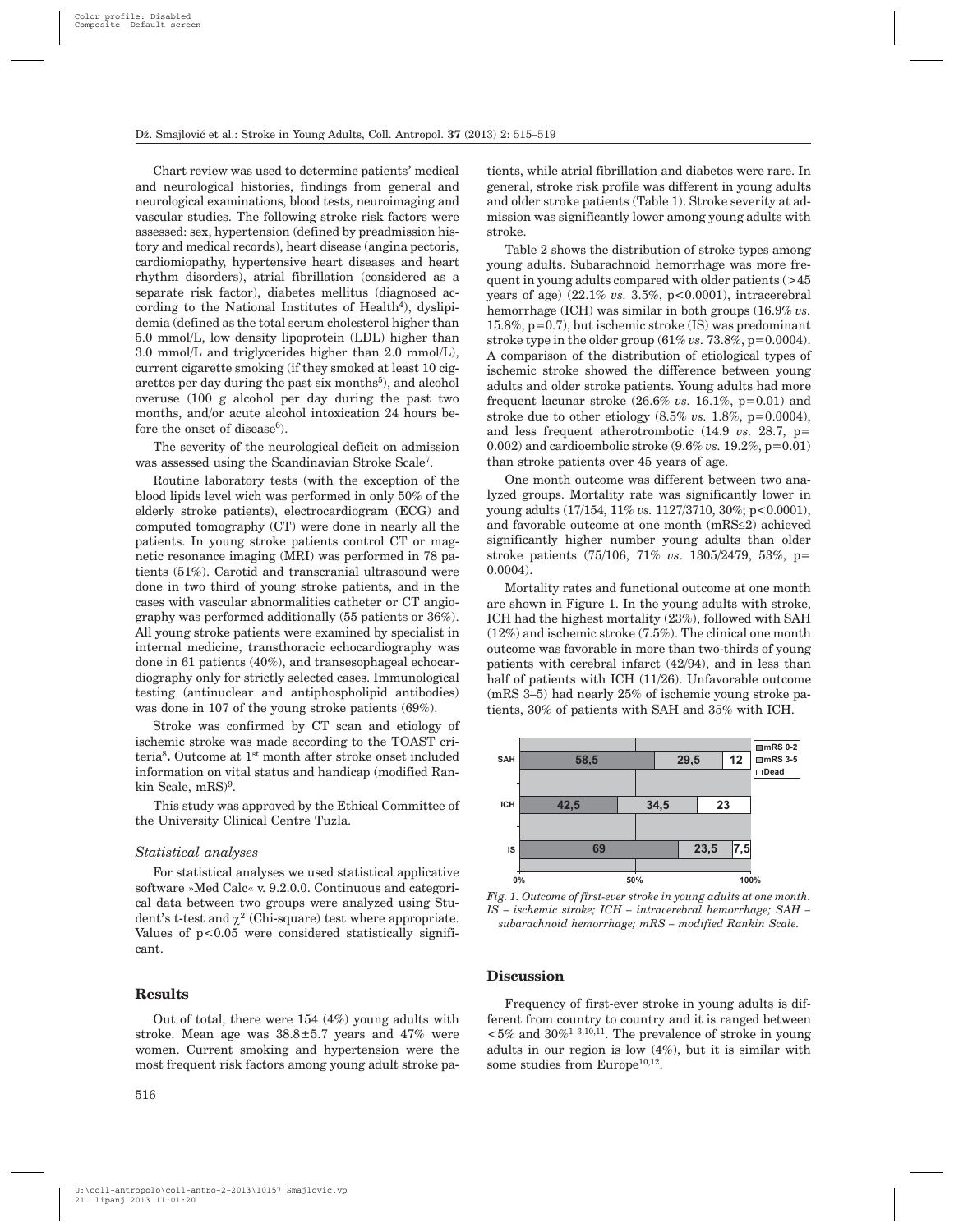Chart review was used to determine patients' medical and neurological histories, findings from general and neurological examinations, blood tests, neuroimaging and vascular studies. The following stroke risk factors were assessed: sex, hypertension (defined by preadmission history and medical records), heart disease (angina pectoris, cardiomiopathy, hypertensive heart diseases and heart rhythm disorders), atrial fibrillation (considered as a separate risk factor), diabetes mellitus (diagnosed according to the National Institutes of Health[4]), dyslipidemia (defined as the total serum cholesterol higher than 5.0 mmol/L, low density lipoprotein (LDL) higher than 3.0 mmol/L and triglycerides higher than 2.0 mmol/L), current cigarette smoking (if they smoked at least 10 cigarettes per day during the past six months[5]), and alcohol overuse (100 g alcohol per day during the past two months, and/or acute alcohol intoxication 24 hours before the onset of disease[6]).

The severity of the neurological deficit on admission was assessed using the Scandinavian Stroke Scale[7].

Routine laboratory tests (with the exception of the blood lipids level wich was performed in only 50% of the elderly stroke patients), electrocardiogram (ECG) and computed tomography (CT) were done in nearly all the patients. In young stroke patients control CT or magnetic resonance imaging (MRI) was performed in 78 patients (51%). Carotid and transcranial ultrasound were done in two third of young stroke patients, and in the cases with vascular abnormalities catheter or CT angiography was performed additionally (55 patients or 36%). All young stroke patients were examined by specialist in internal medicine, transthoracic echocardiography was done in 61 patients (40%), and transesophageal echocardiography only for strictly selected cases. Immunological testing (antinuclear and antiphospholipid antibodies) was done in 107 of the young stroke patients (69%).

Stroke was confirmed by CT scan and etiology of ischemic stroke was made according to the TOAST criteria[8]. Outcome at 1st month after stroke onset included information on vital status and handicap (modified Rankin Scale, mRS)[9].

This study was approved by the Ethical Committee of the University Clinical Centre Tuzla.

### *Statistical analyses*

For statistical analyses we used statistical applicative software »Med Calc« v. 9.2.0.0. Continuous and categorical data between two groups were analyzed using Student's t-test and $\chi^2$ (Chi-square) test where appropriate. Values of $p<0.05$ were considered statistically significant.

## Results

Out of total, there were 154 (4%) young adults with stroke. Mean age was 38.8±5.7 years and 47% were women. Current smoking and hypertension were the most frequent risk factors among young adult stroke patients, while atrial fibrillation and diabetes were rare. In general, stroke risk profile was different in young adults and older stroke patients (Table 1). Stroke severity at admission was significantly lower among young adults with stroke.

Table 2 shows the distribution of stroke types among young adults. Subarachnoid hemorrhage was more frequent in young adults compared with older patients (>45 years of age) (22.1% *vs.* 3.5%, $p<0.0001$), intracerebral hemorrhage (ICH) was similar in both groups (16.9% *vs.* 15.8%, $p=0.7$), but ischemic stroke (IS) was predominant stroke type in the older group (61% *vs.* 73.8%, $p=0.0004$). A comparison of the distribution of etiological types of ischemic stroke showed the difference between young adults and older stroke patients. Young adults had more frequent lacunar stroke (26.6% *vs.* 16.1%, $p=0.01$) and stroke due to other etiology (8.5% *vs.* 1.8%, $p=0.0004$), and less frequent atherotrombotic (14.9 *vs.* 28.7, $p=0.002$) and cardioembolic stroke (9.6% *vs.* 19.2%, $p=0.01$) than stroke patients over 45 years of age.

One month outcome was different between two analyzed groups. Mortality rate was significantly lower in young adults (17/154, 11% *vs.* 1127/3710, 30%; $p<0.0001$), and favorable outcome at one month (mRS≤2) achieved significantly higher number young adults than older stroke patients (75/106, 71% *vs*. 1305/2479, 53%, $p=0.0004$).

Mortality rates and functional outcome at one month are shown in Figure 1. In the young adults with stroke, ICH had the highest mortality (23%), followed with SAH (12%) and ischemic stroke (7.5%). The clinical one month outcome was favorable in more than two-thirds of young patients with cerebral infarct (42/94), and in less than half of patients with ICH (11/26). Unfavorable outcome (mRS 3–5) had nearly 25% of ischemic young stroke patients, 30% of patients with SAH and 35% with ICH.

| | mRS 0-2 | mRS 3-5 | Dead |
|---|---|---|---|
| SAH | 58,5 | 29,5 | 12 |
| ICH | 42,5 | 34,5 | 23 |
| IS | 69 | 23,5 | 7,5 |

*Fig. 1. Outcome of first-ever stroke in young adults at one month. IS – ischemic stroke; ICH – intracerebral hemorrhage; SAH – subarachnoid hemorrhage; mRS – modified Rankin Scale.*

## Discussion

Frequency of first-ever stroke in young adults is different from country to country and it is ranged between <5% and 30%[1–3,10,11]. The prevalence of stroke in young adults in our region is low (4%), but it is similar with some studies from Europe[10,12].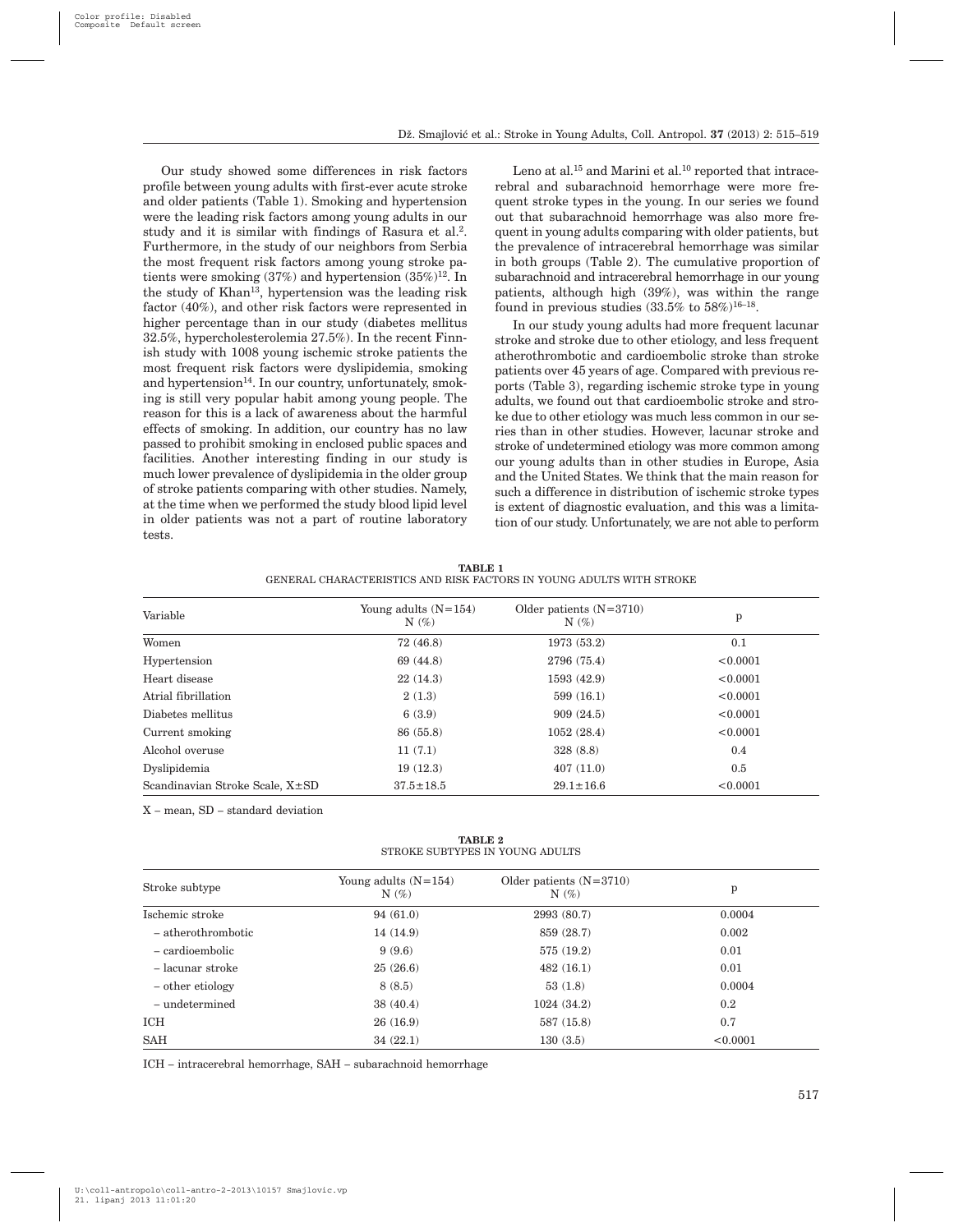Our study showed some differences in risk factors profile between young adults with first-ever acute stroke and older patients (Table 1). Smoking and hypertension were the leading risk factors among young adults in our study and it is similar with findings of Rasura et al.[2]. Furthermore, in the study of our neighbors from Serbia the most frequent risk factors among young stroke patients were smoking (37%) and hypertension (35%)[12]. In the study of Khan[13], hypertension was the leading risk factor (40%), and other risk factors were represented in higher percentage than in our study (diabetes mellitus 32.5%, hypercholesterolemia 27.5%). In the recent Finnish study with 1008 young ischemic stroke patients the most frequent risk factors were dyslipidemia, smoking and hypertension[14]. In our country, unfortunately, smoking is still very popular habit among young people. The reason for this is a lack of awareness about the harmful effects of smoking. In addition, our country has no law passed to prohibit smoking in enclosed public spaces and facilities. Another interesting finding in our study is much lower prevalence of dyslipidemia in the older group of stroke patients comparing with other studies. Namely, at the time when we performed the study blood lipid level in older patients was not a part of routine laboratory tests.

Leno at al.[15] and Marini et al.[10] reported that intracerebral and subarachnoid hemorrhage were more frequent stroke types in the young. In our series we found out that subarachnoid hemorrhage was also more frequent in young adults comparing with older patients, but the prevalence of intracerebral hemorrhage was similar in both groups (Table 2). The cumulative proportion of subarachnoid and intracerebral hemorrhage in our young patients, although high (39%), was within the range found in previous studies (33.5% to 58%)[16–18].

In our study young adults had more frequent lacunar stroke and stroke due to other etiology, and less frequent atherothrombotic and cardioembolic stroke than stroke patients over 45 years of age. Compared with previous reports (Table 3), regarding ischemic stroke type in young adults, we found out that cardioembolic stroke and stroke due to other etiology was much less common in our series than in other studies. However, lacunar stroke and stroke of undetermined etiology was more common among our young adults than in other studies in Europe, Asia and the United States. We think that the main reason for such a difference in distribution of ischemic stroke types is extent of diagnostic evaluation, and this was a limitation of our study. Unfortunately, we are not able to perform

**TABLE 1**
GENERAL CHARACTERISTICS AND RISK FACTORS IN YOUNG ADULTS WITH STROKE

| Variable | Young adults (N=154) N (%) | Older patients (N=3710) N (%) | p |
|---|---|---|---|
| Women | 72 (46.8) | 1973 (53.2) | 0.1 |
| Hypertension | 69 (44.8) | 2796 (75.4) | <0.0001 |
| Heart disease | 22 (14.3) | 1593 (42.9) | <0.0001 |
| Atrial fibrillation | 2 (1.3) | 599 (16.1) | <0.0001 |
| Diabetes mellitus | 6 (3.9) | 909 (24.5) | <0.0001 |
| Current smoking | 86 (55.8) | 1052 (28.4) | <0.0001 |
| Alcohol overuse | 11 (7.1) | 328 (8.8) | 0.4 |
| Dyslipidemia | 19 (12.3) | 407 (11.0) | 0.5 |
| Scandinavian Stroke Scale, X±SD | 37.5±18.5 | 29.1±16.6 | <0.0001 |

X – mean, SD – standard deviation

**TABLE 2**
STROKE SUBTYPES IN YOUNG ADULTS

| Stroke subtype | Young adults (N=154) N (%) | Older patients (N=3710) N (%) | p |
|---|---|---|---|
| Ischemic stroke | 94 (61.0) | 2993 (80.7) | 0.0004 |
| – atherothrombotic | 14 (14.9) | 859 (28.7) | 0.002 |
| – cardioembolic | 9 (9.6) | 575 (19.2) | 0.01 |
| – lacunar stroke | 25 (26.6) | 482 (16.1) | 0.01 |
| – other etiology | 8 (8.5) | 53 (1.8) | 0.0004 |
| – undetermined | 38 (40.4) | 1024 (34.2) | 0.2 |
| ICH | 26 (16.9) | 587 (15.8) | 0.7 |
| SAH | 34 (22.1) | 130 (3.5) | <0.0001 |

ICH – intracerebral hemorrhage, SAH – subarachnoid hemorrhage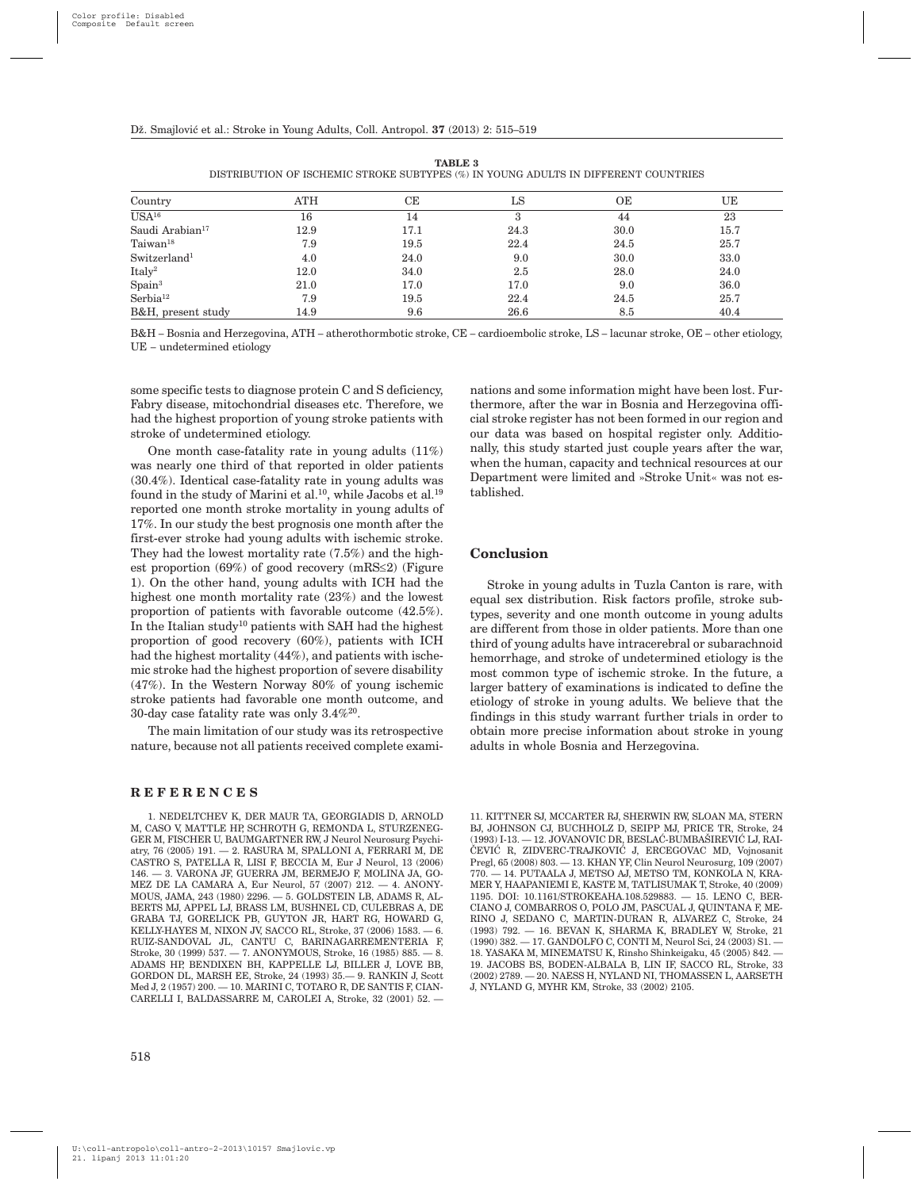**TABLE 3**
DISTRIBUTION OF ISCHEMIC STROKE SUBTYPES (%) IN YOUNG ADULTS IN DIFFERENT COUNTRIES

| Country | ATH | CE | LS | OE | UE |
|---|---|---|---|---|---|
| USA[16] | 16 | 14 | 3 | 44 | 23 |
| Saudi Arabian[17] | 12.9 | 17.1 | 24.3 | 30.0 | 15.7 |
| Taiwan[18] | 7.9 | 19.5 | 22.4 | 24.5 | 25.7 |
| Switzerland[1] | 4.0 | 24.0 | 9.0 | 30.0 | 33.0 |
| Italy[2] | 12.0 | 34.0 | 2.5 | 28.0 | 24.0 |
| Spain[3] | 21.0 | 17.0 | 17.0 | 9.0 | 36.0 |
| Serbia[12] | 7.9 | 19.5 | 22.4 | 24.5 | 25.7 |
| B&H, present study | 14.9 | 9.6 | 26.6 | 8.5 | 40.4 |

B&H – Bosnia and Herzegovina, ATH – atherothormbotic stroke, CE – cardioembolic stroke, LS – lacunar stroke, OE – other etiology, UE – undetermined etiology

some specific tests to diagnose protein C and S deficiency, Fabry disease, mitochondrial diseases etc. Therefore, we had the highest proportion of young stroke patients with stroke of undetermined etiology.

One month case-fatality rate in young adults (11%) was nearly one third of that reported in older patients (30.4%). Identical case-fatality rate in young adults was found in the study of Marini et al.[10], while Jacobs et al.[19] reported one month stroke mortality in young adults of 17%. In our study the best prognosis one month after the first-ever stroke had young adults with ischemic stroke. They had the lowest mortality rate (7.5%) and the highest proportion (69%) of good recovery (mRS≤2) (Figure 1). On the other hand, young adults with ICH had the highest one month mortality rate (23%) and the lowest proportion of patients with favorable outcome (42.5%). In the Italian study[10] patients with SAH had the highest proportion of good recovery (60%), patients with ICH had the highest mortality (44%), and patients with ischemic stroke had the highest proportion of severe disability (47%). In the Western Norway 80% of young ischemic stroke patients had favorable one month outcome, and 30-day case fatality rate was only 3.4%[20].

The main limitation of our study was its retrospective nature, because not all patients received complete examinations and some information might have been lost. Furthermore, after the war in Bosnia and Herzegovina official stroke register has not been formed in our region and our data was based on hospital register only. Additionally, this study started just couple years after the war, when the human, capacity and technical resources at our Department were limited and »Stroke Unit« was not established.

## Conclusion

Stroke in young adults in Tuzla Canton is rare, with equal sex distribution. Risk factors profile, stroke subtypes, severity and one month outcome in young adults are different from those in older patients. More than one third of young adults have intracerebral or subarachnoid hemorrhage, and stroke of undetermined etiology is the most common type of ischemic stroke. In the future, a larger battery of examinations is indicated to define the etiology of stroke in young adults. We believe that the findings in this study warrant further trials in order to obtain more precise information about stroke in young adults in whole Bosnia and Herzegovina.

## REFERENCES

1. NEDELTCHEV K, DER MAUR TA, GEORGIADIS D, ARNOLD M, CASO V, MATTLE HP, SCHROTH G, REMONDA L, STURZENEGGER M, FISCHER U, BAUMGARTNER RW, J Neurol Neurosurg Psychiatry, 76 (2005) 191. — 2. RASURA M, SPALLONI A, FERRARI M, DE CASTRO S, PATELLA R, LISI F, BECCIA M, Eur J Neurol, 13 (2006) 146. — 3. VARONA JF, GUERRA JM, BERMEJO F, MOLINA JA, GOMEZ DE LA CAMARA A, Eur Neurol, 57 (2007) 212. — 4. ANONYMOUS, JAMA, 243 (1980) 2296. — 5. GOLDSTEIN LB, ADAMS R, ALBERTS MJ, APPEL LJ, BRASS LM, BUSHNEL CD, CULEBRAS A, DE GRABA TJ, GORELICK PB, GUYTON JR, HART RG, HOWARD G, KELLY-HAYES M, NIXON JV, SACCO RL, Stroke, 37 (2006) 1583. — 6. RUIZ-SANDOVAL JL, CANTU C, BARINAGARREMENTERIA F, Stroke, 30 (1999) 537. — 7. ANONYMOUS, Stroke, 16 (1985) 885. — 8. ADAMS HP, BENDIXEN BH, KAPPELLE LJ, BILLER J, LOVE BB, GORDON DL, MARSH EE, Stroke, 24 (1993) 35.— 9. RANKIN J, Scott Med J, 2 (1957) 200. — 10. MARINI C, TOTARO R, DE SANTIS F, CIANCARELLI I, BALDASSARRE M, CAROLEI A, Stroke, 32 (2001) 52. — 11. KITTNER SJ, MCCARTER RJ, SHERWIN RW, SLOAN MA, STERN BJ, JOHNSON CJ, BUCHHOLZ D, SEIPP MJ, PRICE TR, Stroke, 24 (1993) I-13. — 12. JOVANOVIC DR, BESLAĆ-BUMBAŠIREVIĆ LJ, RAIČEVIĆ R, ZIDVERC-TRAJKOVIĆ J, ERCEGOVAC MD, Vojnosanit Pregl, 65 (2008) 803. — 13. KHAN YF, Clin Neurol Neurosurg, 109 (2007) 770. — 14. PUTAALA J, METSO AJ, METSO TM, KONKOLA N, KRAMER Y, HAAPANIEMI E, KASTE M, TATLISUMAK T, Stroke, 40 (2009) 1195. DOI: 10.1161/STROKEAHA.108.529883. — 15. LENO C, BERCIANO J, COMBARROS O, POLO JM, PASCUAL J, QUINTANA F, MERINO J, SEDANO C, MARTIN-DURAN R, ALVAREZ C, Stroke, 24 (1993) 792. — 16. BEVAN K, SHARMA K, BRADLEY W, Stroke, 21 (1990) 382. — 17. GANDOLFO C, CONTI M, Neurol Sci, 24 (2003) S1. — 18. YASAKA M, MINEMATSU K, Rinsho Shinkeigaku, 45 (2005) 842. — 19. JACOBS BS, BODEN-ALBALA B, LIN IF, SACCO RL, Stroke, 33 (2002) 2789. — 20. NAESS H, NYLAND NI, THOMASSEN L, AARSETH J, NYLAND G, MYHR KM, Stroke, 33 (2002) 2105.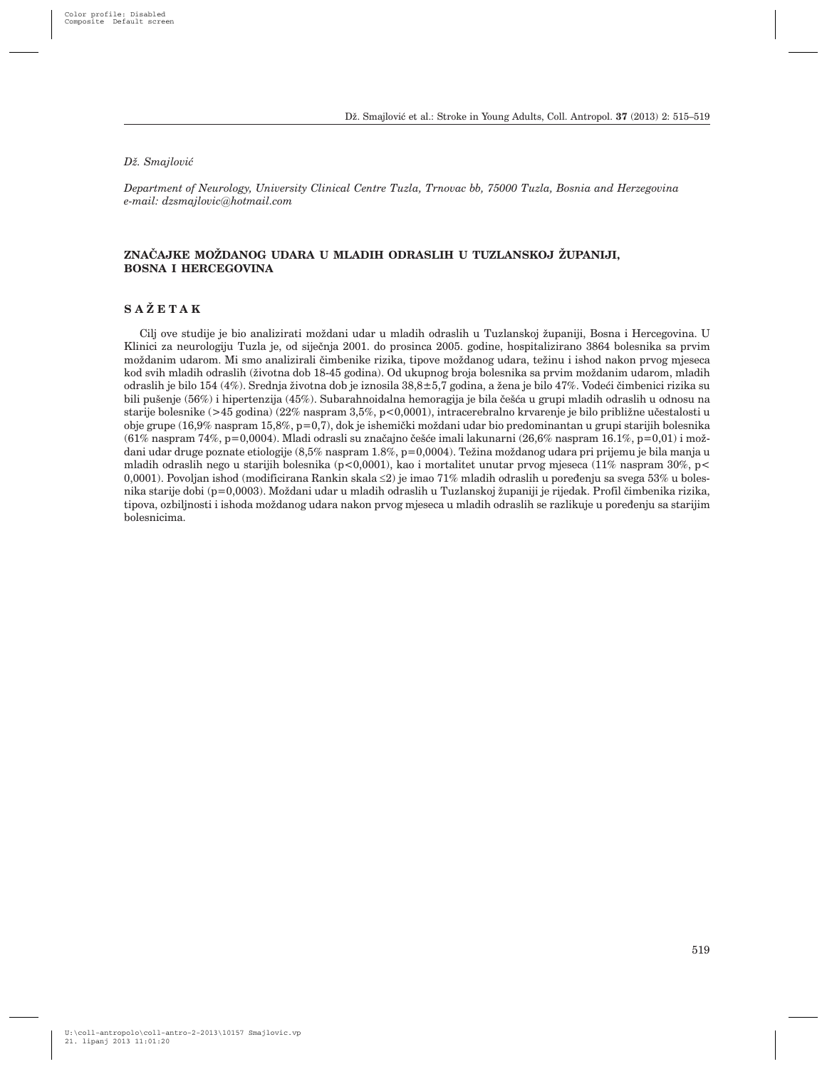*Dž. Smajlović*

*Department of Neurology, University Clinical Centre Tuzla, Trnovac bb, 75000 Tuzla, Bosnia and Herzegovina*
*e-mail: dzsmajlovic@hotmail.com*

## ZNAČAJKE MOŽDANOG UDARA U MLADIH ODRASLIH U TUZLANSKOJ ŽUPANIJI, BOSNA I HERCEGOVINA

### S A Ž E T A K

Cilj ove studije je bio analizirati moždani udar u mladih odraslih u Tuzlanskoj županiji, Bosna i Hercegovina. U Klinici za neurologiju Tuzla je, od siječnja 2001. do prosinca 2005. godine, hospitalizirano 3864 bolesnika sa prvim moždanim udarom. Mi smo analizirali čimbenike rizika, tipove moždanog udara, težinu i ishod nakon prvog mjeseca kod svih mladih odraslih (životna dob 18-45 godina). Od ukupnog broja bolesnika sa prvim moždanim udarom, mladih odraslih je bilo 154 (4%). Srednja životna dob je iznosila 38,8±5,7 godina, a žena je bilo 47%. Vodeći čimbenici rizika su bili pušenje (56%) i hipertenzija (45%). Subarahnoidalna hemoragija je bila češća u grupi mladih odraslih u odnosu na starije bolesnike (>45 godina) (22% naspram 3,5%, p<0,0001), intracerebralno krvarenje je bilo približne učestalosti u obje grupe (16,9% naspram 15,8%, p=0,7), dok je ishemički moždani udar bio predominantan u grupi starijih bolesnika (61% naspram 74%, p=0,0004). Mladi odrasli su značajno češće imali lakunarni (26,6% naspram 16.1%, p=0,01) i moždani udar druge poznate etiologije (8,5% naspram 1.8%, p=0,0004). Težina moždanog udara pri prijemu je bila manja u mladih odraslih nego u starijih bolesnika (p<0,0001), kao i mortalitet unutar prvog mjeseca (11% naspram 30%, p< 0,0001). Povoljan ishod (modificirana Rankin skala ≤2) je imao 71% mladih odraslih u poređenju sa svega 53% u bolesnika starije dobi (p=0,0003). Moždani udar u mladih odraslih u Tuzlanskoj županiji je rijedak. Profil čimbenika rizika, tipova, ozbiljnosti i ishoda moždanog udara nakon prvog mjeseca u mladih odraslih se razlikuje u poređenju sa starijim bolesnicima.